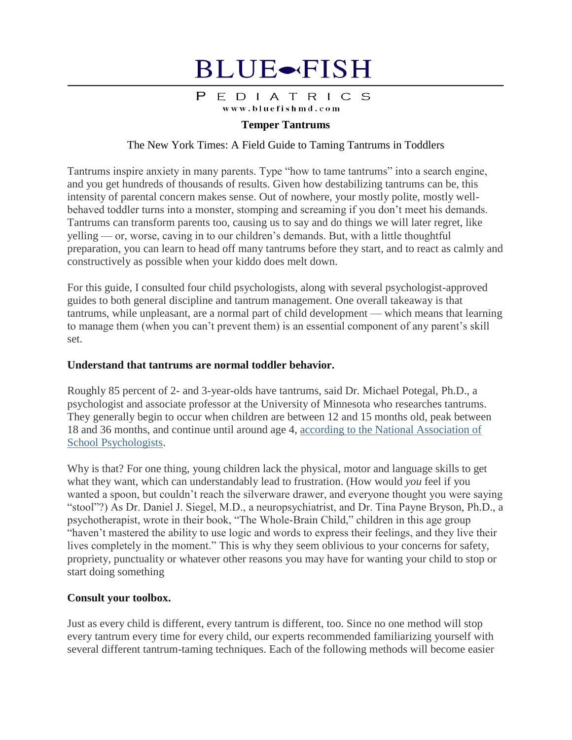# BLUE FISH

PEDIATRICS

www.bluefishmd.com

## Temper Tantrums

The New York Times: A Field Guide to Taming Tantrums in Toddlers

Tantrums inspire anxiety in many parents. Type "how to tame tantrums" into a search engine, and you get hundreds of thousands of results. Given how destabilizing tantrums can be, this intensity of parental concern makes sense. Out of nowhere, your mostly polite, mostly well-behaved toddler turns into a monster, stomping and screaming if you don't meet his demands. Tantrums can transform parents too, causing us to say and do things we will later regret, like yelling — or, worse, caving in to our children's demands. But, with a little thoughtful preparation, you can learn to head off many tantrums before they start, and to react as calmly and constructively as possible when your kiddo does melt down.

For this guide, I consulted four child psychologists, along with several psychologist-approved guides to both general discipline and tantrum management. One overall takeaway is that tantrums, while unpleasant, are a normal part of child development — which means that learning to manage them (when you can't prevent them) is an essential component of any parent's skill set.

### Understand that tantrums are normal toddler behavior.

Roughly 85 percent of 2- and 3-year-olds have tantrums, said Dr. Michael Potegal, Ph.D., a psychologist and associate professor at the University of Minnesota who researches tantrums. They generally begin to occur when children are between 12 and 15 months old, peak between 18 and 36 months, and continue until around age 4, according to the National Association of School Psychologists.

Why is that? For one thing, young children lack the physical, motor and language skills to get what they want, which can understandably lead to frustration. (How would *you* feel if you wanted a spoon, but couldn't reach the silverware drawer, and everyone thought you were saying "stool"?) As Dr. Daniel J. Siegel, M.D., a neuropsychiatrist, and Dr. Tina Payne Bryson, Ph.D., a psychotherapist, wrote in their book, "The Whole-Brain Child," children in this age group "haven't mastered the ability to use logic and words to express their feelings, and they live their lives completely in the moment." This is why they seem oblivious to your concerns for safety, propriety, punctuality or whatever other reasons you may have for wanting your child to stop or start doing something

### Consult your toolbox.

Just as every child is different, every tantrum is different, too. Since no one method will stop every tantrum every time for every child, our experts recommended familiarizing yourself with several different tantrum-taming techniques. Each of the following methods will become easier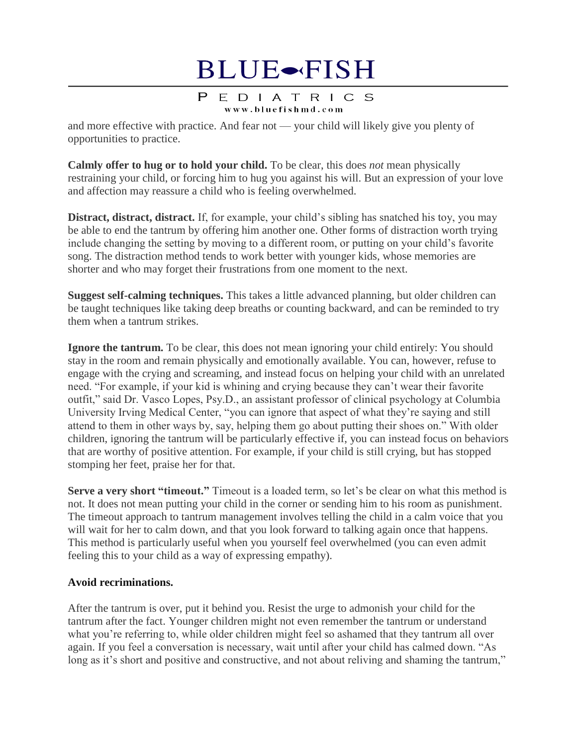and more effective with practice. And fear not — your child will likely give you plenty of opportunities to practice.

**Calmly offer to hug or to hold your child.** To be clear, this does *not* mean physically restraining your child, or forcing him to hug you against his will. But an expression of your love and affection may reassure a child who is feeling overwhelmed.

**Distract, distract, distract.** If, for example, your child's sibling has snatched his toy, you may be able to end the tantrum by offering him another one. Other forms of distraction worth trying include changing the setting by moving to a different room, or putting on your child's favorite song. The distraction method tends to work better with younger kids, whose memories are shorter and who may forget their frustrations from one moment to the next.

**Suggest self-calming techniques.** This takes a little advanced planning, but older children can be taught techniques like taking deep breaths or counting backward, and can be reminded to try them when a tantrum strikes.

**Ignore the tantrum.** To be clear, this does not mean ignoring your child entirely: You should stay in the room and remain physically and emotionally available. You can, however, refuse to engage with the crying and screaming, and instead focus on helping your child with an unrelated need. "For example, if your kid is whining and crying because they can't wear their favorite outfit," said Dr. Vasco Lopes, Psy.D., an assistant professor of clinical psychology at Columbia University Irving Medical Center, "you can ignore that aspect of what they're saying and still attend to them in other ways by, say, helping them go about putting their shoes on." With older children, ignoring the tantrum will be particularly effective if, you can instead focus on behaviors that are worthy of positive attention. For example, if your child is still crying, but has stopped stomping her feet, praise her for that.

**Serve a very short "timeout."** Timeout is a loaded term, so let's be clear on what this method is not. It does not mean putting your child in the corner or sending him to his room as punishment. The timeout approach to tantrum management involves telling the child in a calm voice that you will wait for her to calm down, and that you look forward to talking again once that happens. This method is particularly useful when you yourself feel overwhelmed (you can even admit feeling this to your child as a way of expressing empathy).

**Avoid recriminations.**

After the tantrum is over, put it behind you. Resist the urge to admonish your child for the tantrum after the fact. Younger children might not even remember the tantrum or understand what you're referring to, while older children might feel so ashamed that they tantrum all over again. If you feel a conversation is necessary, wait until after your child has calmed down. "As long as it's short and positive and constructive, and not about reliving and shaming the tantrum,"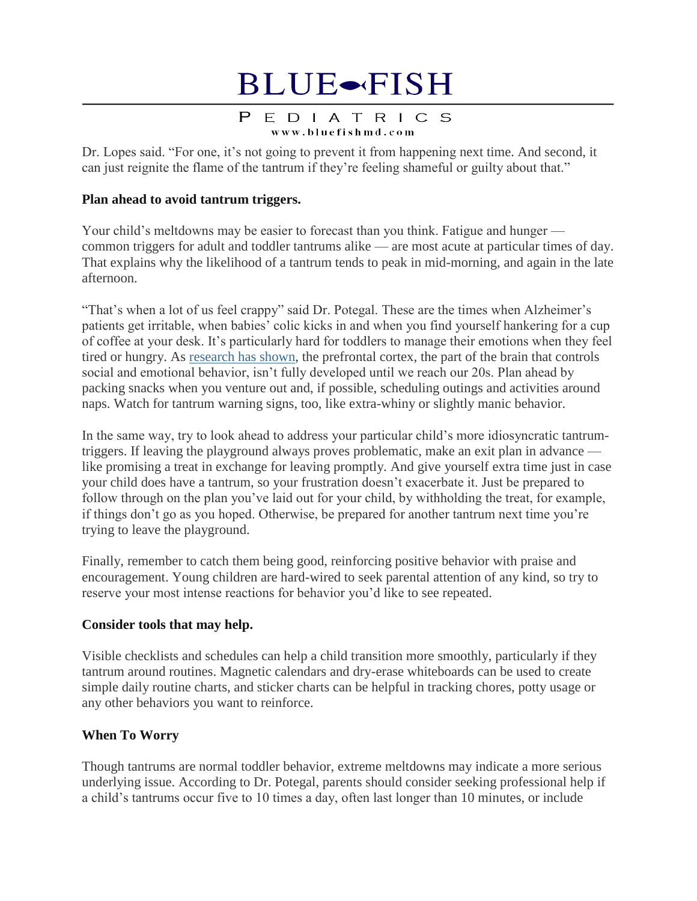Dr. Lopes said. "For one, it's not going to prevent it from happening next time. And second, it can just reignite the flame of the tantrum if they're feeling shameful or guilty about that."

**Plan ahead to avoid tantrum triggers.**

Your child's meltdowns may be easier to forecast than you think. Fatigue and hunger — common triggers for adult and toddler tantrums alike — are most acute at particular times of day. That explains why the likelihood of a tantrum tends to peak in mid-morning, and again in the late afternoon.

"That's when a lot of us feel crappy" said Dr. Potegal. These are the times when Alzheimer's patients get irritable, when babies' colic kicks in and when you find yourself hankering for a cup of coffee at your desk. It's particularly hard for toddlers to manage their emotions when they feel tired or hungry. As research has shown, the prefrontal cortex, the part of the brain that controls social and emotional behavior, isn't fully developed until we reach our 20s. Plan ahead by packing snacks when you venture out and, if possible, scheduling outings and activities around naps. Watch for tantrum warning signs, too, like extra-whiny or slightly manic behavior.

In the same way, try to look ahead to address your particular child's more idiosyncratic tantrum-triggers. If leaving the playground always proves problematic, make an exit plan in advance — like promising a treat in exchange for leaving promptly. And give yourself extra time just in case your child does have a tantrum, so your frustration doesn't exacerbate it. Just be prepared to follow through on the plan you've laid out for your child, by withholding the treat, for example, if things don't go as you hoped. Otherwise, be prepared for another tantrum next time you're trying to leave the playground.

Finally, remember to catch them being good, reinforcing positive behavior with praise and encouragement. Young children are hard-wired to seek parental attention of any kind, so try to reserve your most intense reactions for behavior you'd like to see repeated.

**Consider tools that may help.**

Visible checklists and schedules can help a child transition more smoothly, particularly if they tantrum around routines. Magnetic calendars and dry-erase whiteboards can be used to create simple daily routine charts, and sticker charts can be helpful in tracking chores, potty usage or any other behaviors you want to reinforce.

**When To Worry**

Though tantrums are normal toddler behavior, extreme meltdowns may indicate a more serious underlying issue. According to Dr. Potegal, parents should consider seeking professional help if a child's tantrums occur five to 10 times a day, often last longer than 10 minutes, or include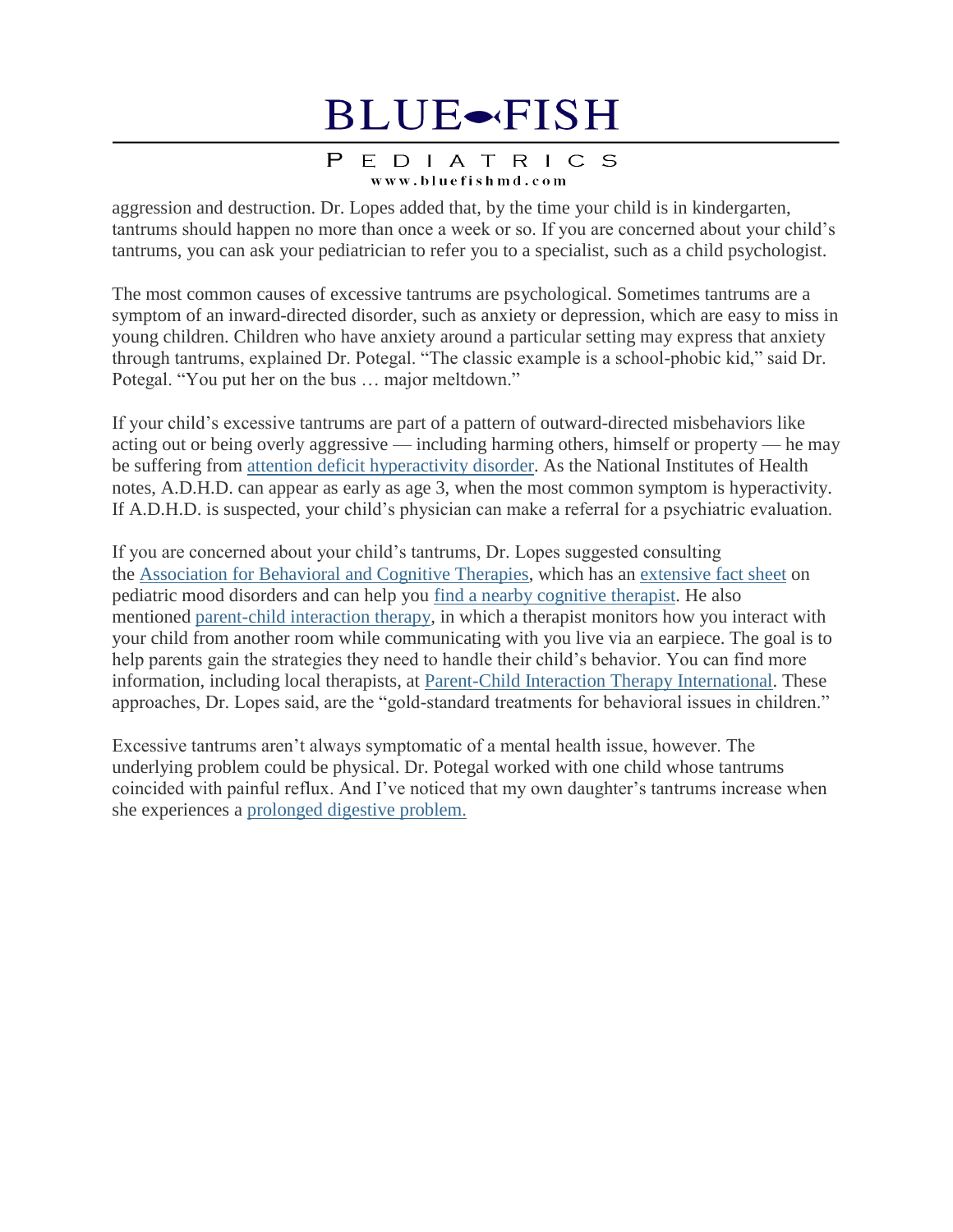aggression and destruction. Dr. Lopes added that, by the time your child is in kindergarten, tantrums should happen no more than once a week or so. If you are concerned about your child's tantrums, you can ask your pediatrician to refer you to a specialist, such as a child psychologist.

The most common causes of excessive tantrums are psychological. Sometimes tantrums are a symptom of an inward-directed disorder, such as anxiety or depression, which are easy to miss in young children. Children who have anxiety around a particular setting may express that anxiety through tantrums, explained Dr. Potegal. "The classic example is a school-phobic kid," said Dr. Potegal. "You put her on the bus … major meltdown."

If your child's excessive tantrums are part of a pattern of outward-directed misbehaviors like acting out or being overly aggressive — including harming others, himself or property — he may be suffering from attention deficit hyperactivity disorder. As the National Institutes of Health notes, A.D.H.D. can appear as early as age 3, when the most common symptom is hyperactivity. If A.D.H.D. is suspected, your child's physician can make a referral for a psychiatric evaluation.

If you are concerned about your child's tantrums, Dr. Lopes suggested consulting the Association for Behavioral and Cognitive Therapies, which has an extensive fact sheet on pediatric mood disorders and can help you find a nearby cognitive therapist. He also mentioned parent-child interaction therapy, in which a therapist monitors how you interact with your child from another room while communicating with you live via an earpiece. The goal is to help parents gain the strategies they need to handle their child's behavior. You can find more information, including local therapists, at Parent-Child Interaction Therapy International. These approaches, Dr. Lopes said, are the "gold-standard treatments for behavioral issues in children."

Excessive tantrums aren't always symptomatic of a mental health issue, however. The underlying problem could be physical. Dr. Potegal worked with one child whose tantrums coincided with painful reflux. And I've noticed that my own daughter's tantrums increase when she experiences a prolonged digestive problem.